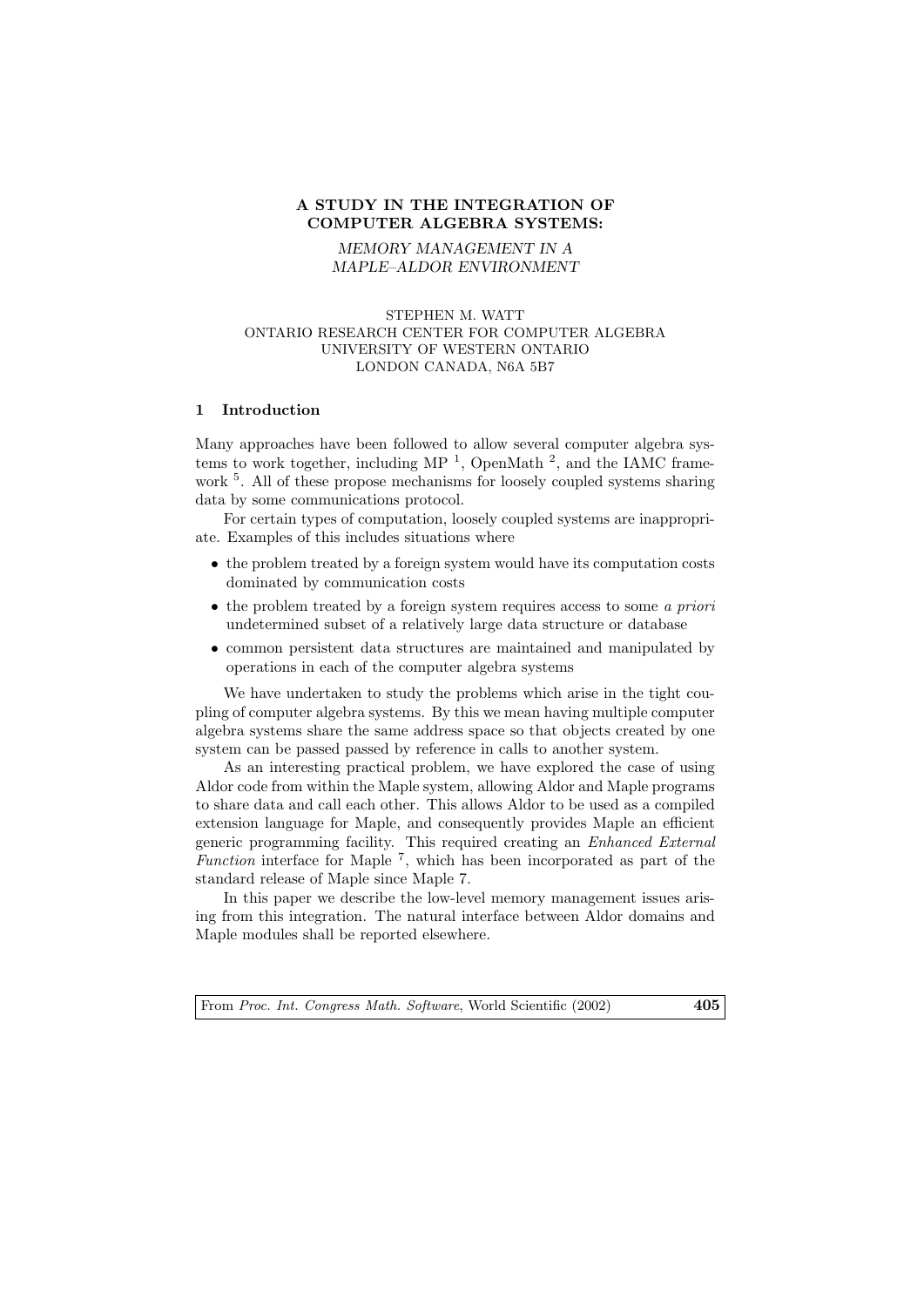# A STUDY IN THE INTEGRATION OF COMPUTER ALGEBRA SYSTEMS:

## *MEMORY MANAGEMENT IN A MAPLE–ALDOR ENVIRONMENT*

STEPHEN M. WATT
ONTARIO RESEARCH CENTER FOR COMPUTER ALGEBRA
UNIVERSITY OF WESTERN ONTARIO
LONDON CANADA, N6A 5B7

## 1 Introduction

Many approaches have been followed to allow several computer algebra systems to work together, including MP [1], OpenMath [2], and the IAMC framework [5]. All of these propose mechanisms for loosely coupled systems sharing data by some communications protocol.

For certain types of computation, loosely coupled systems are inappropriate. Examples of this includes situations where

- the problem treated by a foreign system would have its computation costs dominated by communication costs
- the problem treated by a foreign system requires access to some *a priori* undetermined subset of a relatively large data structure or database
- common persistent data structures are maintained and manipulated by operations in each of the computer algebra systems

We have undertaken to study the problems which arise in the tight coupling of computer algebra systems. By this we mean having multiple computer algebra systems share the same address space so that objects created by one system can be passed passed by reference in calls to another system.

As an interesting practical problem, we have explored the case of using Aldor code from within the Maple system, allowing Aldor and Maple programs to share data and call each other. This allows Aldor to be used as a compiled extension language for Maple, and consequently provides Maple an efficient generic programming facility. This required creating an *Enhanced External Function* interface for Maple [7], which has been incorporated as part of the standard release of Maple since Maple 7.

In this paper we describe the low-level memory management issues arising from this integration. The natural interface between Aldor domains and Maple modules shall be reported elsewhere.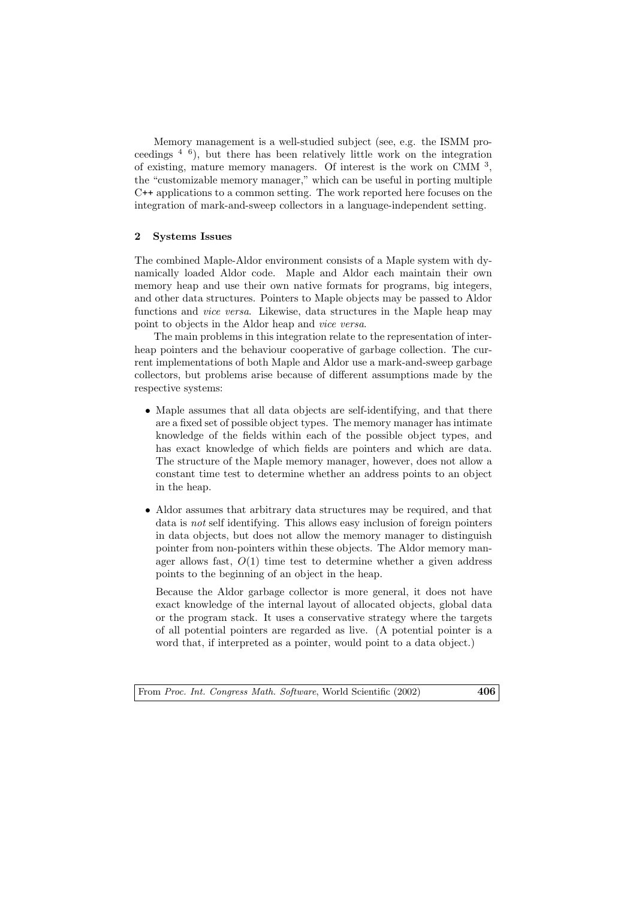Memory management is a well-studied subject (see, e.g. the ISMM proceedings [4 6]), but there has been relatively little work on the integration of existing, mature memory managers. Of interest is the work on CMM [3], the "customizable memory manager," which can be useful in porting multiple C++ applications to a common setting. The work reported here focuses on the integration of mark-and-sweep collectors in a language-independent setting.

## 2 Systems Issues

The combined Maple-Aldor environment consists of a Maple system with dynamically loaded Aldor code. Maple and Aldor each maintain their own memory heap and use their own native formats for programs, big integers, and other data structures. Pointers to Maple objects may be passed to Aldor functions and *vice versa*. Likewise, data structures in the Maple heap may point to objects in the Aldor heap and *vice versa*.

The main problems in this integration relate to the representation of inter-heap pointers and the behaviour cooperative of garbage collection. The current implementations of both Maple and Aldor use a mark-and-sweep garbage collectors, but problems arise because of different assumptions made by the respective systems:

- Maple assumes that all data objects are self-identifying, and that there are a fixed set of possible object types. The memory manager has intimate knowledge of the fields within each of the possible object types, and has exact knowledge of which fields are pointers and which are data. The structure of the Maple memory manager, however, does not allow a constant time test to determine whether an address points to an object in the heap.

- Aldor assumes that arbitrary data structures may be required, and that data is *not* self identifying. This allows easy inclusion of foreign pointers in data objects, but does not allow the memory manager to distinguish pointer from non-pointers within these objects. The Aldor memory manager allows fast, $O(1)$ time test to determine whether a given address points to the beginning of an object in the heap.

  Because the Aldor garbage collector is more general, it does not have exact knowledge of the internal layout of allocated objects, global data or the program stack. It uses a conservative strategy where the targets of all potential pointers are regarded as live. (A potential pointer is a word that, if interpreted as a pointer, would point to a data object.)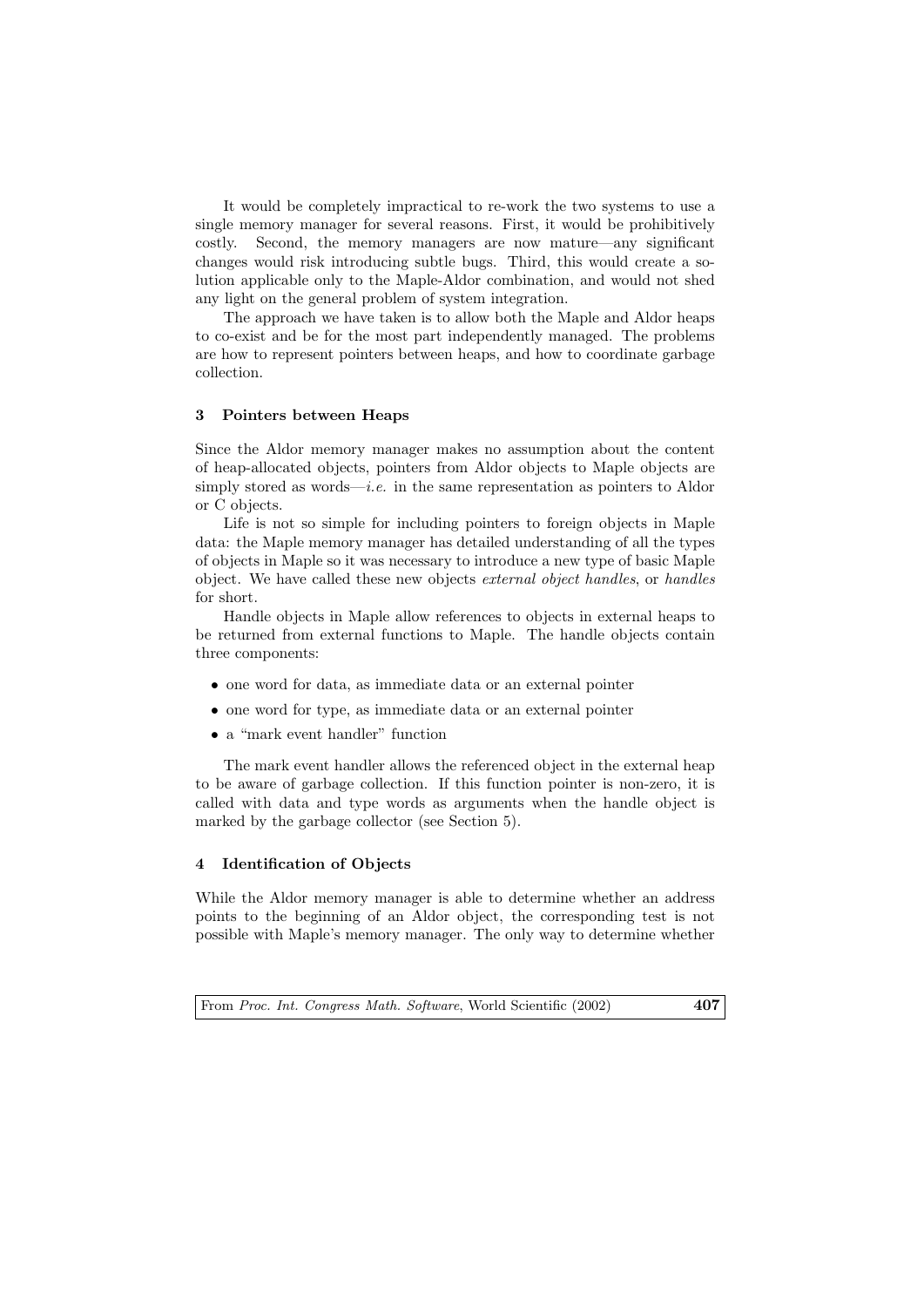It would be completely impractical to re-work the two systems to use a single memory manager for several reasons. First, it would be prohibitively costly. Second, the memory managers are now mature—any significant changes would risk introducing subtle bugs. Third, this would create a solution applicable only to the Maple-Aldor combination, and would not shed any light on the general problem of system integration.

The approach we have taken is to allow both the Maple and Aldor heaps to co-exist and be for the most part independently managed. The problems are how to represent pointers between heaps, and how to coordinate garbage collection.

## 3 Pointers between Heaps

Since the Aldor memory manager makes no assumption about the content of heap-allocated objects, pointers from Aldor objects to Maple objects are simply stored as words—*i.e.* in the same representation as pointers to Aldor or C objects.

Life is not so simple for including pointers to foreign objects in Maple data: the Maple memory manager has detailed understanding of all the types of objects in Maple so it was necessary to introduce a new type of basic Maple object. We have called these new objects *external object handles*, or *handles* for short.

Handle objects in Maple allow references to objects in external heaps to be returned from external functions to Maple. The handle objects contain three components:

- one word for data, as immediate data or an external pointer
- one word for type, as immediate data or an external pointer
- a "mark event handler" function

The mark event handler allows the referenced object in the external heap to be aware of garbage collection. If this function pointer is non-zero, it is called with data and type words as arguments when the handle object is marked by the garbage collector (see Section 5).

## 4 Identification of Objects

While the Aldor memory manager is able to determine whether an address points to the beginning of an Aldor object, the corresponding test is not possible with Maple's memory manager. The only way to determine whether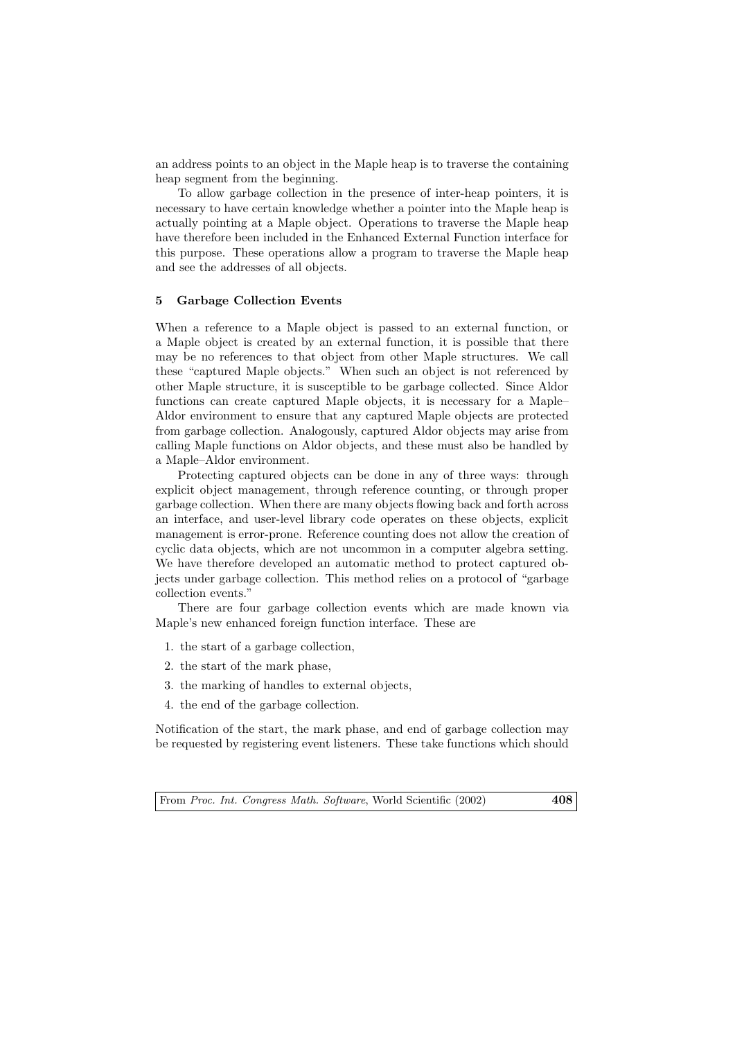an address points to an object in the Maple heap is to traverse the containing heap segment from the beginning.

To allow garbage collection in the presence of inter-heap pointers, it is necessary to have certain knowledge whether a pointer into the Maple heap is actually pointing at a Maple object. Operations to traverse the Maple heap have therefore been included in the Enhanced External Function interface for this purpose. These operations allow a program to traverse the Maple heap and see the addresses of all objects.

## 5 Garbage Collection Events

When a reference to a Maple object is passed to an external function, or a Maple object is created by an external function, it is possible that there may be no references to that object from other Maple structures. We call these "captured Maple objects." When such an object is not referenced by other Maple structure, it is susceptible to be garbage collected. Since Aldor functions can create captured Maple objects, it is necessary for a Maple–Aldor environment to ensure that any captured Maple objects are protected from garbage collection. Analogously, captured Aldor objects may arise from calling Maple functions on Aldor objects, and these must also be handled by a Maple–Aldor environment.

Protecting captured objects can be done in any of three ways: through explicit object management, through reference counting, or through proper garbage collection. When there are many objects flowing back and forth across an interface, and user-level library code operates on these objects, explicit management is error-prone. Reference counting does not allow the creation of cyclic data objects, which are not uncommon in a computer algebra setting. We have therefore developed an automatic method to protect captured objects under garbage collection. This method relies on a protocol of "garbage collection events."

There are four garbage collection events which are made known via Maple's new enhanced foreign function interface. These are

1. the start of a garbage collection,
2. the start of the mark phase,
3. the marking of handles to external objects,
4. the end of the garbage collection.

Notification of the start, the mark phase, and end of garbage collection may be requested by registering event listeners. These take functions which should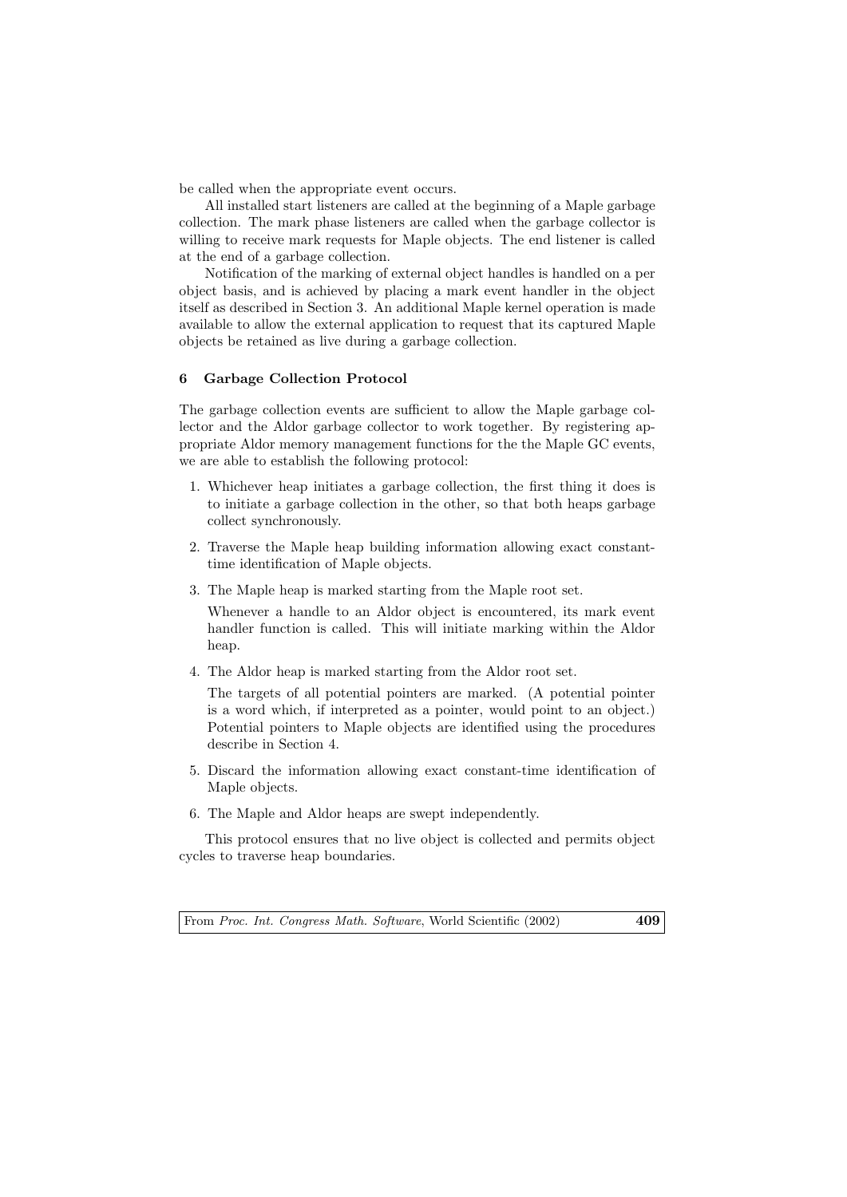be called when the appropriate event occurs.

All installed start listeners are called at the beginning of a Maple garbage collection. The mark phase listeners are called when the garbage collector is willing to receive mark requests for Maple objects. The end listener is called at the end of a garbage collection.

Notification of the marking of external object handles is handled on a per object basis, and is achieved by placing a mark event handler in the object itself as described in Section 3. An additional Maple kernel operation is made available to allow the external application to request that its captured Maple objects be retained as live during a garbage collection.

## 6 Garbage Collection Protocol

The garbage collection events are sufficient to allow the Maple garbage collector and the Aldor garbage collector to work together. By registering appropriate Aldor memory management functions for the the Maple GC events, we are able to establish the following protocol:

1. Whichever heap initiates a garbage collection, the first thing it does is to initiate a garbage collection in the other, so that both heaps garbage collect synchronously.
2. Traverse the Maple heap building information allowing exact constant-time identification of Maple objects.
3. The Maple heap is marked starting from the Maple root set.

   Whenever a handle to an Aldor object is encountered, its mark event handler function is called. This will initiate marking within the Aldor heap.
4. The Aldor heap is marked starting from the Aldor root set.

   The targets of all potential pointers are marked. (A potential pointer is a word which, if interpreted as a pointer, would point to an object.) Potential pointers to Maple objects are identified using the procedures describe in Section 4.
5. Discard the information allowing exact constant-time identification of Maple objects.
6. The Maple and Aldor heaps are swept independently.

This protocol ensures that no live object is collected and permits object cycles to traverse heap boundaries.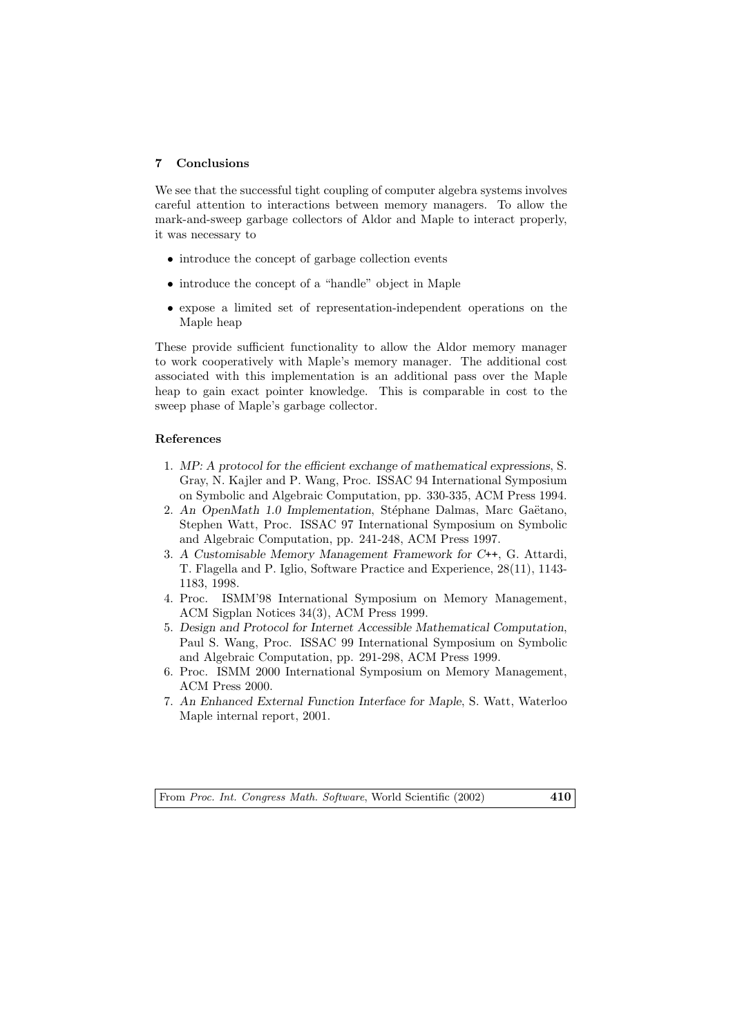## 7 Conclusions

We see that the successful tight coupling of computer algebra systems involves careful attention to interactions between memory managers. To allow the mark-and-sweep garbage collectors of Aldor and Maple to interact properly, it was necessary to

- introduce the concept of garbage collection events
- introduce the concept of a "handle" object in Maple
- expose a limited set of representation-independent operations on the Maple heap

These provide sufficient functionality to allow the Aldor memory manager to work cooperatively with Maple's memory manager. The additional cost associated with this implementation is an additional pass over the Maple heap to gain exact pointer knowledge. This is comparable in cost to the sweep phase of Maple's garbage collector.

### References

1. *MP: A protocol for the efficient exchange of mathematical expressions*, S. Gray, N. Kajler and P. Wang, Proc. ISSAC 94 International Symposium on Symbolic and Algebraic Computation, pp. 330-335, ACM Press 1994.
2. *An OpenMath 1.0 Implementation*, Stéphane Dalmas, Marc Gaëtano, Stephen Watt, Proc. ISSAC 97 International Symposium on Symbolic and Algebraic Computation, pp. 241-248, ACM Press 1997.
3. *A Customisable Memory Management Framework for C++*, G. Attardi, T. Flagella and P. Iglio, Software Practice and Experience, 28(11), 1143-1183, 1998.
4. Proc. ISMM'98 International Symposium on Memory Management, ACM Sigplan Notices 34(3), ACM Press 1999.
5. *Design and Protocol for Internet Accessible Mathematical Computation*, Paul S. Wang, Proc. ISSAC 99 International Symposium on Symbolic and Algebraic Computation, pp. 291-298, ACM Press 1999.
6. Proc. ISMM 2000 International Symposium on Memory Management, ACM Press 2000.
7. *An Enhanced External Function Interface for Maple*, S. Watt, Waterloo Maple internal report, 2001.